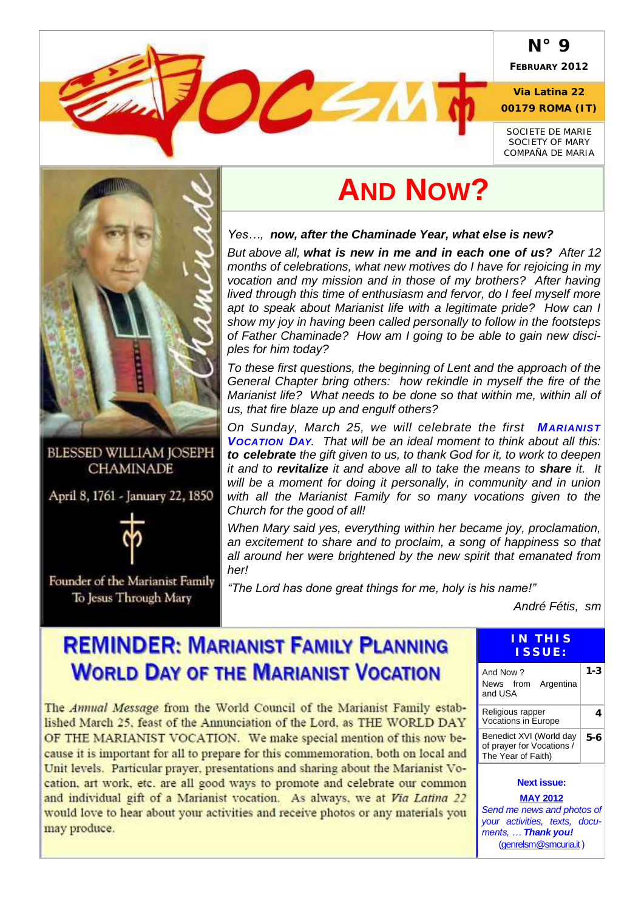N° 9

**FEBRUARY 2012**

**Via Latina 22**
**00179 ROMA (IT)**

SOCIETE DE MARIE
SOCIETY OF MARY
COMPAÑA DE MARIA

BLESSED WILLIAM JOSEPH CHAMINADE

April 8, 1761 - January 22, 1850

Founder of the Marianist Family
To Jesus Through Mary

# AND NOW?

*Yes…, **now, after the Chaminade Year, what else is new?***

*But above all, **what is new in me and in each one of us?** After 12 months of celebrations, what new motives do I have for rejoicing in my vocation and my mission and in those of my brothers? After having lived through this time of enthusiasm and fervor, do I feel myself more apt to speak about Marianist life with a legitimate pride? How can I show my joy in having been called personally to follow in the footsteps of Father Chaminade? How am I going to be able to gain new disciples for him today?*

*To these first questions, the beginning of Lent and the approach of the General Chapter bring others: how rekindle in myself the fire of the Marianist life? What needs to be done so that within me, within all of us, that fire blaze up and engulf others?*

*On Sunday, March 25, we will celebrate the first **MARIANIST VOCATION DAY**. That will be an ideal moment to think about all this: **to celebrate** the gift given to us, to thank God for it, to work to deepen it and to **revitalize** it and above all to take the means to **share** it. It will be a moment for doing it personally, in community and in union with all the Marianist Family for so many vocations given to the Church for the good of all!*

*When Mary said yes, everything within her became joy, proclamation, an excitement to share and to proclaim, a song of happiness so that all around her were brightened by the new spirit that emanated from her!*

*"The Lord has done great things for me, holy is his name!"*

*André Fétis, sm*

## REMINDER: MARIANIST FAMILY PLANNING WORLD DAY OF THE MARIANIST VOCATION

The *Annual Message* from the World Council of the Marianist Family established March 25, feast of the Annunciation of the Lord, as THE WORLD DAY OF THE MARIANIST VOCATION. We make special mention of this now because it is important for all to prepare for this commemoration, both on local and Unit levels. Particular prayer, presentations and sharing about the Marianist Vocation, art work, etc. are all good ways to promote and celebrate our common and individual gift of a Marianist vocation. As always, we at *Via Latina 22* would love to hear about your activities and receive photos or any materials you may produce.

**IN THIS ISSUE:**

| | |
|---|---|
| And Now ?<br>News from Argentina and USA | 1-3 |
| Religious rapper<br>Vocations in Europe | 4 |
| Benedict XVI (World day of prayer for Vocations / The Year of Faith) | 5-6 |

**Next issue:**
**MAY 2012**
*Send me news and photos of your activities, texts, documents, … **Thank you!***
(genrelsm@smcuria.it)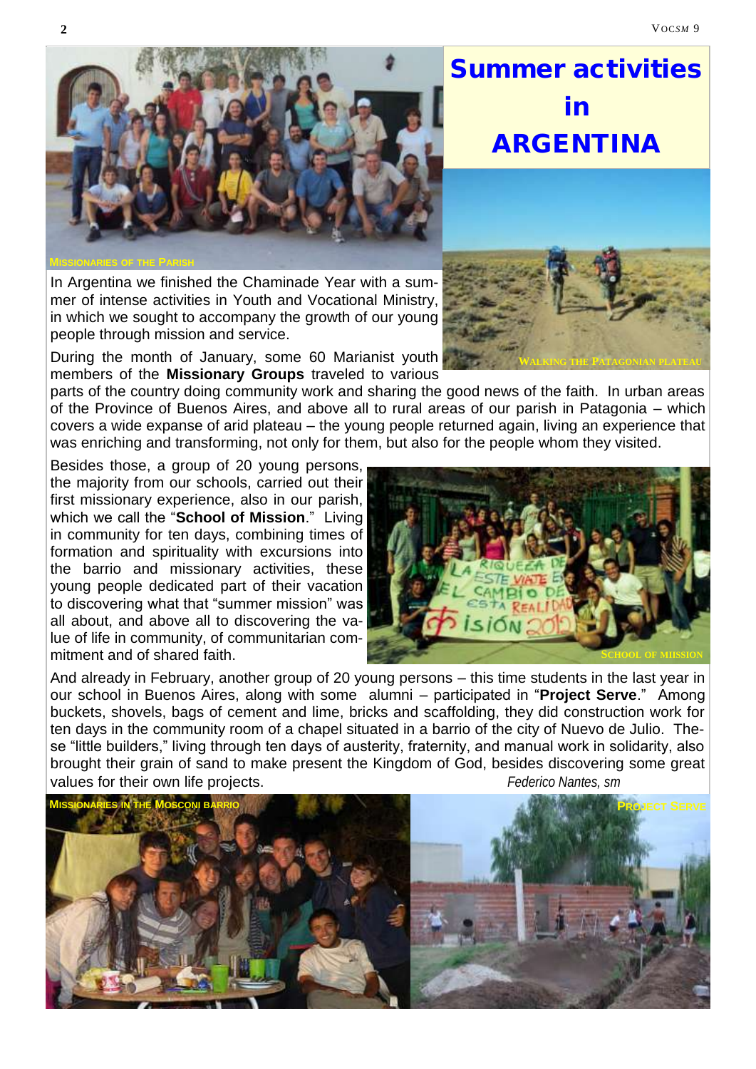# Summer activities in ARGENTINA

MISSIONARIES OF THE PARISH

In Argentina we finished the Chaminade Year with a summer of intense activities in Youth and Vocational Ministry, in which we sought to accompany the growth of our young people through mission and service.

WALKING THE PATAGONIAN PLATEAU

During the month of January, some 60 Marianist youth members of the **Missionary Groups** traveled to various parts of the country doing community work and sharing the good news of the faith. In urban areas of the Province of Buenos Aires, and above all to rural areas of our parish in Patagonia – which covers a wide expanse of arid plateau – the young people returned again, living an experience that was enriching and transforming, not only for them, but also for the people whom they visited.

Besides those, a group of 20 young persons, the majority from our schools, carried out their first missionary experience, also in our parish, which we call the "**School of Mission**." Living in community for ten days, combining times of formation and spirituality with excursions into the barrio and missionary activities, these young people dedicated part of their vacation to discovering what that "summer mission" was all about, and above all to discovering the value of life in community, of communitarian commitment and of shared faith.

SCHOOL OF MIISSION

And already in February, another group of 20 young persons – this time students in the last year in our school in Buenos Aires, along with some alumni – participated in "**Project Serve**." Among buckets, shovels, bags of cement and lime, bricks and scaffolding, they did construction work for ten days in the community room of a chapel situated in a barrio of the city of Nuevo de Julio. These "little builders," living through ten days of austerity, fraternity, and manual work in solidarity, also brought their grain of sand to make present the Kingdom of God, besides discovering some great values for their own life projects.

*Federico Nantes, sm*

MISSIONARIES IN THE MOSCONI BARRIO

PROJECT SERVE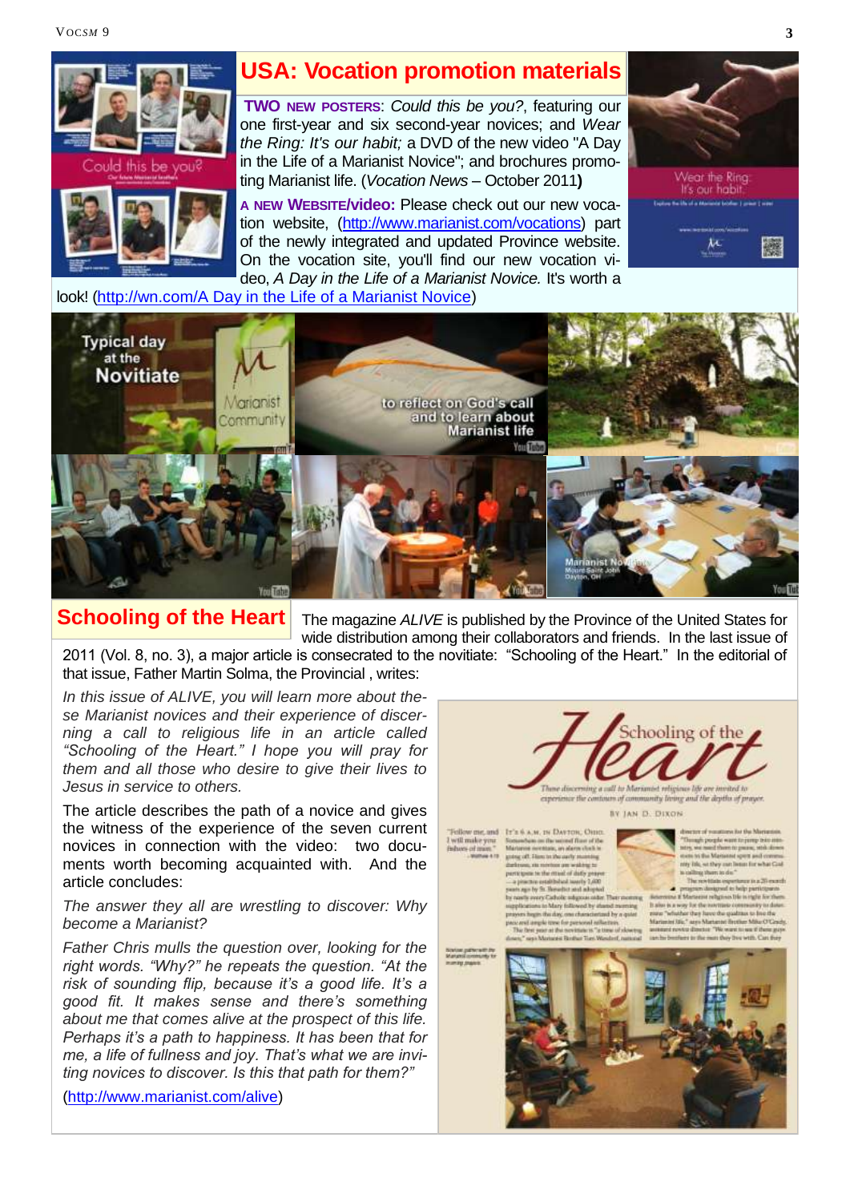## USA: Vocation promotion materials

**TWO NEW POSTERS**: *Could this be you?*, featuring our one first-year and six second-year novices; and *Wear the Ring: It's our habit;* a DVD of the new video "A Day in the Life of a Marianist Novice"; and brochures promoting Marianist life. (*Vocation News* – October 2011**)**

**A NEW WEBSITE/video:** Please check out our new vocation website, (http://www.marianist.com/vocations) part of the newly integrated and updated Province website. On the vocation site, you'll find our new vocation video, *A Day in the Life of a Marianist Novice.* It's worth a look! (http://wn.com/A Day in the Life of a Marianist Novice)

## Schooling of the Heart

The magazine *ALIVE* is published by the Province of the United States for wide distribution among their collaborators and friends. In the last issue of 2011 (Vol. 8, no. 3), a major article is consecrated to the novitiate: "Schooling of the Heart." In the editorial of that issue, Father Martin Solma, the Provincial , writes:

*In this issue of ALIVE, you will learn more about these Marianist novices and their experience of discerning a call to religious life in an article called "Schooling of the Heart." I hope you will pray for them and all those who desire to give their lives to Jesus in service to others.*

The article describes the path of a novice and gives the witness of the experience of the seven current novices in connection with the video: two documents worth becoming acquainted with. And the article concludes:

*The answer they all are wrestling to discover: Why become a Marianist?*

*Father Chris mulls the question over, looking for the right words. "Why?" he repeats the question. "At the risk of sounding flip, because it's a good life. It's a good fit. It makes sense and there's something about me that comes alive at the prospect of this life. Perhaps it's a path to happiness. It has been that for me, a life of fullness and joy. That's what we are inviting novices to discover. Is this that path for them?"*

(http://www.marianist.com/alive)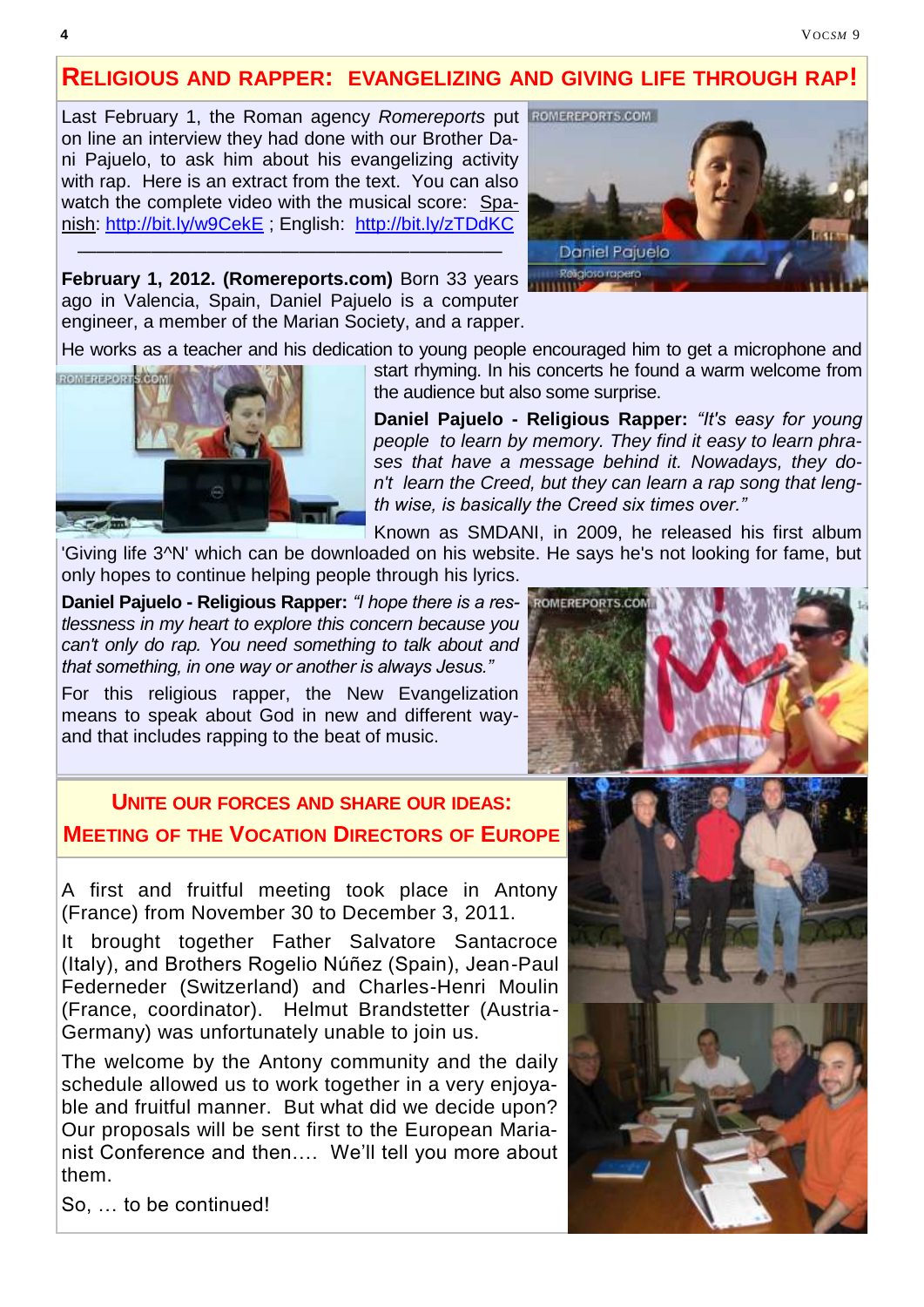## Religious and Rapper: Evangelizing and Giving Life Through Rap!

Last February 1, the Roman agency *Romereports* put on line an interview they had done with our Brother Dani Pajuelo, to ask him about his evangelizing activity with rap. Here is an extract from the text. You can also watch the complete video with the musical score: Spanish: http://bit.ly/w9CekE ; English: http://bit.ly/zTDdKC

---

**February 1, 2012. (Romereports.com)** Born 33 years ago in Valencia, Spain, Daniel Pajuelo is a computer engineer, a member of the Marian Society, and a rapper.

He works as a teacher and his dedication to young people encouraged him to get a microphone and start rhyming. In his concerts he found a warm welcome from the audience but also some surprise.

**Daniel Pajuelo - Religious Rapper:** *"It's easy for young people to learn by memory. They find it easy to learn phrases that have a message behind it. Nowadays, they don't learn the Creed, but they can learn a rap song that length wise, is basically the Creed six times over."*

Known as SMDANI, in 2009, he released his first album 'Giving life 3^N' which can be downloaded on his website. He says he's not looking for fame, but only hopes to continue helping people through his lyrics.

**Daniel Pajuelo - Religious Rapper:** *"I hope there is a restlessness in my heart to explore this concern because you can't only do rap. You need something to talk about and that something, in one way or another is always Jesus."*

For this religious rapper, the New Evangelization means to speak about God in new and different way- and that includes rapping to the beat of music.

## Unite Our Forces and Share Our Ideas: Meeting of the Vocation Directors of Europe

A first and fruitful meeting took place in Antony (France) from November 30 to December 3, 2011.

It brought together Father Salvatore Santacroce (Italy), and Brothers Rogelio Núñez (Spain), Jean-Paul Federneder (Switzerland) and Charles-Henri Moulin (France, coordinator). Helmut Brandstetter (Austria-Germany) was unfortunately unable to join us.

The welcome by the Antony community and the daily schedule allowed us to work together in a very enjoyable and fruitful manner. But what did we decide upon? Our proposals will be sent first to the European Marianist Conference and then…. We'll tell you more about them.

So, … to be continued!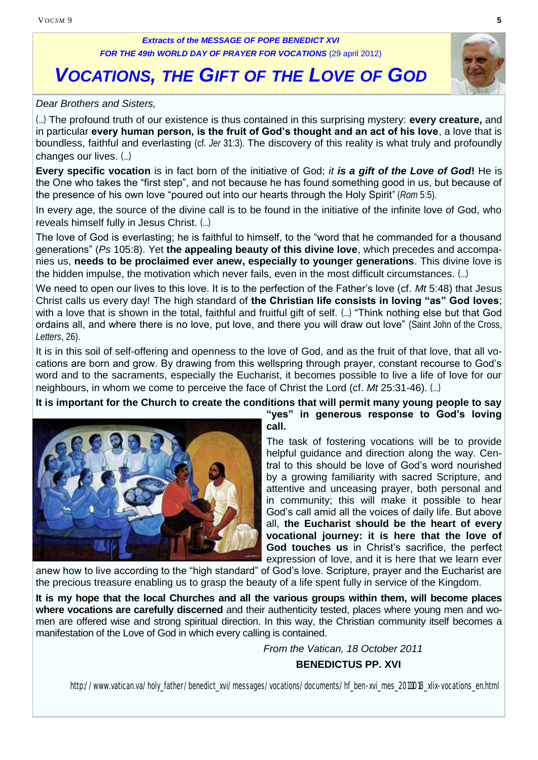*Extracts of the MESSAGE OF POPE BENEDICT XVI*
*FOR THE 49th WORLD DAY OF PRAYER FOR VOCATIONS* (29 april 2012)

# *VOCATIONS, THE GIFT OF THE LOVE OF GOD*

*Dear Brothers and Sisters,*

(...) The profound truth of our existence is thus contained in this surprising mystery: **every creature,** and in particular **every human person, is the fruit of God's thought and an act of his love**, a love that is boundless, faithful and everlasting (cf. *Jer* 31:3). The discovery of this reality is what truly and profoundly changes our lives. (...)

**Every specific vocation** is in fact born of the initiative of God; *it **is a gift of the Love of God**!* He is the One who takes the "first step", and not because he has found something good in us, but because of the presence of his own love "poured out into our hearts through the Holy Spirit" (*Rom* 5:5).

In every age, the source of the divine call is to be found in the initiative of the infinite love of God, who reveals himself fully in Jesus Christ. (...)

The love of God is everlasting; he is faithful to himself, to the "word that he commanded for a thousand generations" (*Ps* 105:8). Yet **the appealing beauty of this divine love**, which precedes and accompanies us, **needs to be proclaimed ever anew, especially to younger generations**. This divine love is the hidden impulse, the motivation which never fails, even in the most difficult circumstances. (...)

We need to open our lives to this love. It is to the perfection of the Father's love (cf. *Mt* 5:48) that Jesus Christ calls us every day! The high standard of **the Christian life consists in loving "as" God loves**; with a love that is shown in the total, faithful and fruitful gift of self. (...) "Think nothing else but that God ordains all, and where there is no love, put love, and there you will draw out love" (Saint John of the Cross, *Letters*, 26).

It is in this soil of self-offering and openness to the love of God, and as the fruit of that love, that all vocations are born and grow. By drawing from this wellspring through prayer, constant recourse to God's word and to the sacraments, especially the Eucharist, it becomes possible to live a life of love for our neighbours, in whom we come to perceive the face of Christ the Lord (cf. *Mt* 25:31-46). (...)

**It is important for the Church to create the conditions that will permit many young people to say "yes" in generous response to God's loving call.**

The task of fostering vocations will be to provide helpful guidance and direction along the way. Central to this should be love of God's word nourished by a growing familiarity with sacred Scripture, and attentive and unceasing prayer, both personal and in community; this will make it possible to hear God's call amid all the voices of daily life. But above all, **the Eucharist should be the heart of every vocational journey: it is here that the love of God touches us** in Christ's sacrifice, the perfect expression of love, and it is here that we learn ever anew how to live according to the "high standard" of God's love. Scripture, prayer and the Eucharist are the precious treasure enabling us to grasp the beauty of a life spent fully in service of the Kingdom.

**It is my hope that the local Churches and all the various groups within them, will become places where vocations are carefully discerned** and their authenticity tested, places where young men and women are offered wise and strong spiritual direction. In this way, the Christian community itself becomes a manifestation of the Love of God in which every calling is contained.

*From the Vatican, 18 October 2011*

**BENEDICTUS PP. XVI**

http://www.vatican.va/holy_father/benedict_xvi/messages/vocations/documents/hf_ben-xvi_mes_20111018_xlix-vocations_en.html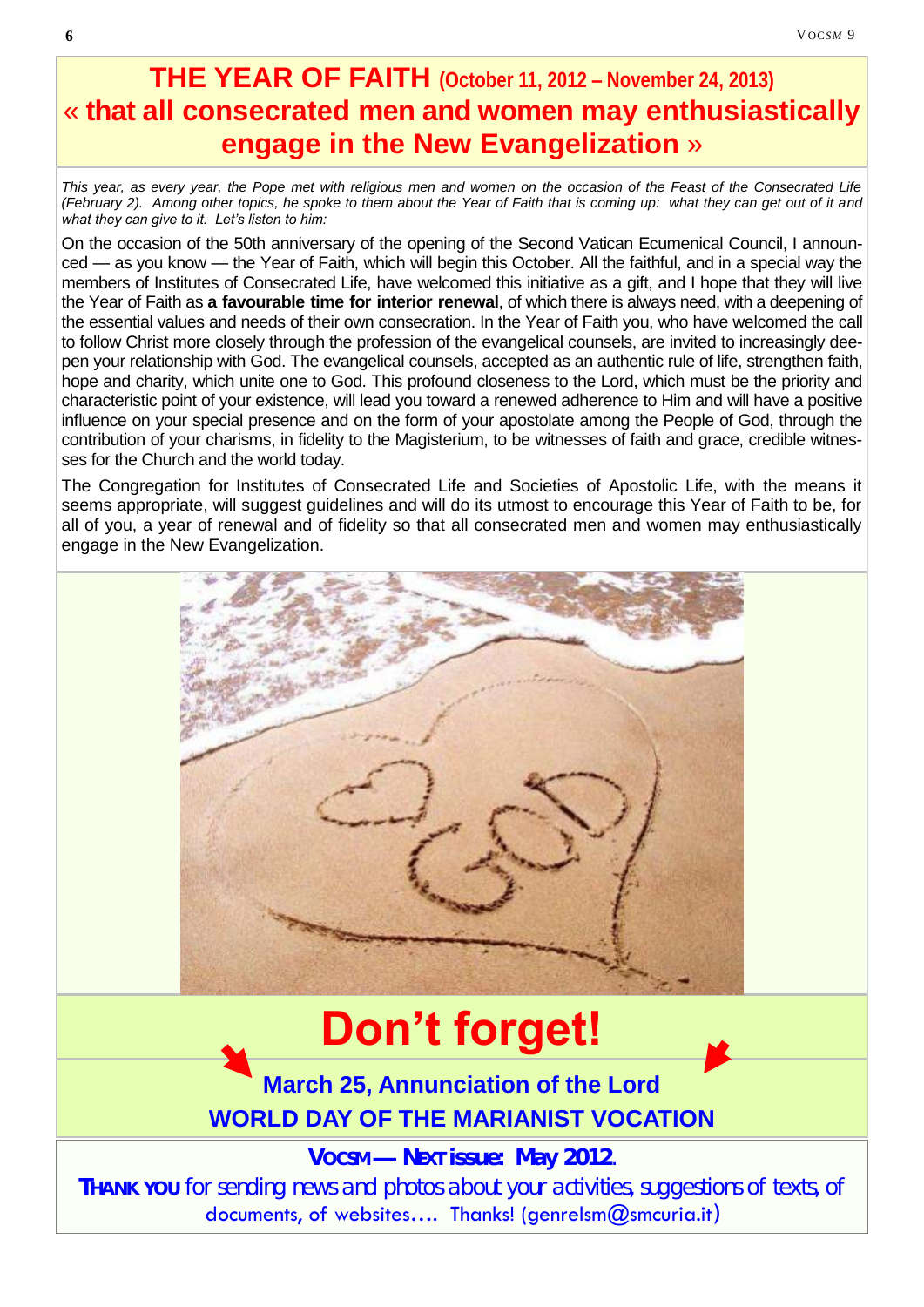# THE YEAR OF FAITH (October 11, 2012 – November 24, 2013)

## « that all consecrated men and women may enthusiastically engage in the New Evangelization »

*This year, as every year, the Pope met with religious men and women on the occasion of the Feast of the Consecrated Life (February 2). Among other topics, he spoke to them about the Year of Faith that is coming up: what they can get out of it and what they can give to it. Let's listen to him:*

On the occasion of the 50th anniversary of the opening of the Second Vatican Ecumenical Council, I announced — as you know — the Year of Faith, which will begin this October. All the faithful, and in a special way the members of Institutes of Consecrated Life, have welcomed this initiative as a gift, and I hope that they will live the Year of Faith as **a favourable time for interior renewal**, of which there is always need, with a deepening of the essential values and needs of their own consecration. In the Year of Faith you, who have welcomed the call to follow Christ more closely through the profession of the evangelical counsels, are invited to increasingly deepen your relationship with God. The evangelical counsels, accepted as an authentic rule of life, strengthen faith, hope and charity, which unite one to God. This profound closeness to the Lord, which must be the priority and characteristic point of your existence, will lead you toward a renewed adherence to Him and will have a positive influence on your special presence and on the form of your apostolate among the People of God, through the contribution of your charisms, in fidelity to the Magisterium, to be witnesses of faith and grace, credible witnesses for the Church and the world today.

The Congregation for Institutes of Consecrated Life and Societies of Apostolic Life, with the means it seems appropriate, will suggest guidelines and will do its utmost to encourage this Year of Faith to be, for all of you, a year of renewal and of fidelity so that all consecrated men and women may enthusiastically engage in the New Evangelization.

# Don't forget!

**March 25, Annunciation of the Lord**
**WORLD DAY OF THE MARIANIST VOCATION**

**VOCSM — NEXT issue: May 2012.**

**THANK YOU** for sending news and photos about your activities, suggestions of texts, of documents, of websites…. Thanks! (genrelsm@smcuria.it)